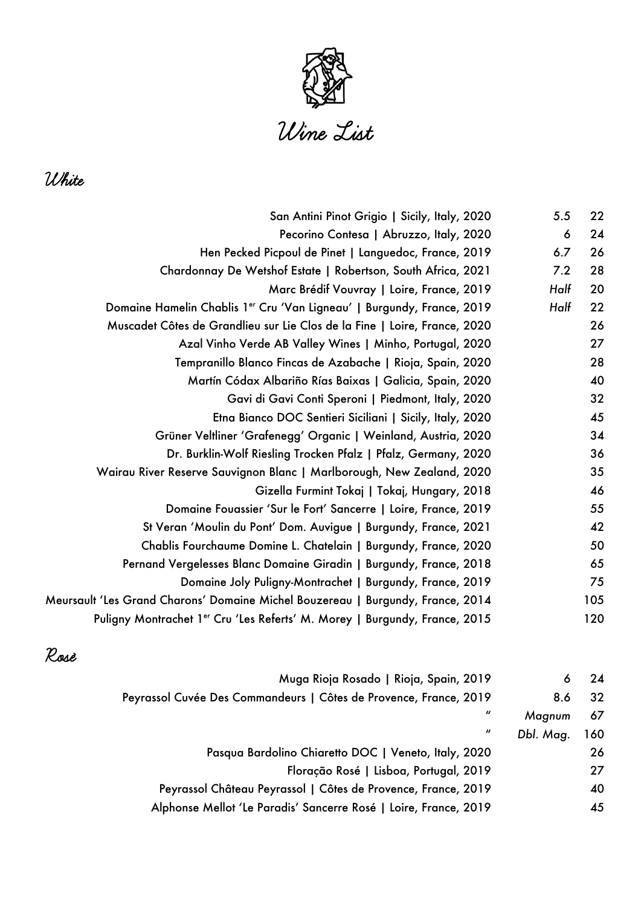# Wine List

## White

| Wine | Glass | Bottle |
|---|---|---|
| San Antini Pinot Grigio \| Sicily, Italy, 2020 | 5.5 | 22 |
| Pecorino Contesa \| Abruzzo, Italy, 2020 | 6 | 24 |
| Hen Pecked Picpoul de Pinet \| Languedoc, France, 2019 | 6.7 | 26 |
| Chardonnay De Wetshof Estate \| Robertson, South Africa, 2021 | 7.2 | 28 |
| Marc Brédif Vouvray \| Loire, France, 2019 | *Half* | 20 |
| Domaine Hamelin Chablis 1er Cru 'Van Ligneau' \| Burgundy, France, 2019 | *Half* | 22 |
| Muscadet Côtes de Grandlieu sur Lie Clos de la Fine \| Loire, France, 2020 | | 26 |
| Azal Vinho Verde AB Valley Wines \| Minho, Portugal, 2020 | | 27 |
| Tempranillo Blanco Fincas de Azabache \| Rioja, Spain, 2020 | | 28 |
| Martín Códax Albariño Rías Baixas \| Galicia, Spain, 2020 | | 40 |
| Gavi di Gavi Conti Speroni \| Piedmont, Italy, 2020 | | 32 |
| Etna Bianco DOC Sentieri Siciliani \| Sicily, Italy, 2020 | | 45 |
| Grüner Veltliner 'Grafenegg' Organic \| Weinland, Austria, 2020 | | 34 |
| Dr. Burklin-Wolf Riesling Trocken Pfalz \| Pfalz, Germany, 2020 | | 36 |
| Wairau River Reserve Sauvignon Blanc \| Marlborough, New Zealand, 2020 | | 35 |
| Gizella Furmint Tokaj \| Tokaj, Hungary, 2018 | | 46 |
| Domaine Fouassier 'Sur le Fort' Sancerre \| Loire, France, 2019 | | 55 |
| St Veran 'Moulin du Pont' Dom. Auvigue \| Burgundy, France, 2021 | | 42 |
| Chablis Fourchaume Domine L. Chatelain \| Burgundy, France, 2020 | | 50 |
| Pernand Vergelesses Blanc Domaine Giradin \| Burgundy, France, 2018 | | 65 |
| Domaine Joly Puligny-Montrachet \| Burgundy, France, 2019 | | 75 |
| Meursault 'Les Grand Charons' Domaine Michel Bouzereau \| Burgundy, France, 2014 | | 105 |
| Puligny Montrachet 1er Cru 'Les Referts' M. Morey \| Burgundy, France, 2015 | | 120 |

## Rosè

| Wine | Glass | Bottle |
|---|---|---|
| Muga Rioja Rosado \| Rioja, Spain, 2019 | 6 | 24 |
| Peyrassol Cuvée Des Commandeurs \| Côtes de Provence, France, 2019 | 8.6 | 32 |
| " | *Magnum* | 67 |
| " | *Dbl. Mag.* | 160 |
| Pasqua Bardolino Chiaretto DOC \| Veneto, Italy, 2020 | | 26 |
| Floração Rosé \| Lisboa, Portugal, 2019 | | 27 |
| Peyrassol Château Peyrassol \| Côtes de Provence, France, 2019 | | 40 |
| Alphonse Mellot 'Le Paradis' Sancerre Rosé \| Loire, France, 2019 | | 45 |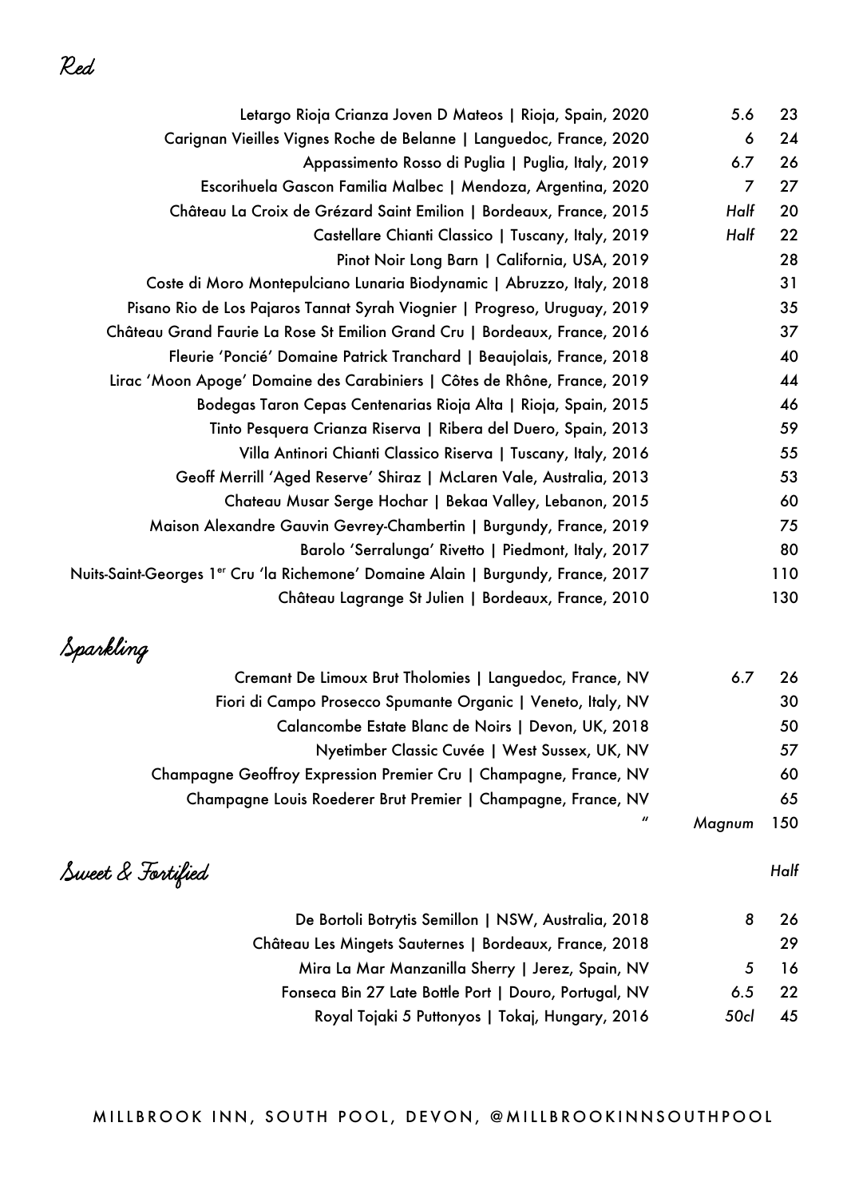## Red

| | | |
|---|---|---|
| Letargo Rioja Crianza Joven D Mateos \| Rioja, Spain, 2020 | 5.6 | 23 |
| Carignan Vieilles Vignes Roche de Belanne \| Languedoc, France, 2020 | 6 | 24 |
| Appassimento Rosso di Puglia \| Puglia, Italy, 2019 | 6.7 | 26 |
| Escorihuela Gascon Familia Malbec \| Mendoza, Argentina, 2020 | 7 | 27 |
| Château La Croix de Grézard Saint Emilion \| Bordeaux, France, 2015 | *Half* | 20 |
| Castellare Chianti Classico \| Tuscany, Italy, 2019 | *Half* | 22 |
| Pinot Noir Long Barn \| California, USA, 2019 | | 28 |
| Coste di Moro Montepulciano Lunaria Biodynamic \| Abruzzo, Italy, 2018 | | 31 |
| Pisano Rio de Los Pajaros Tannat Syrah Viognier \| Progreso, Uruguay, 2019 | | 35 |
| Château Grand Faurie La Rose St Emilion Grand Cru \| Bordeaux, France, 2016 | | 37 |
| Fleurie 'Poncié' Domaine Patrick Tranchard \| Beaujolais, France, 2018 | | 40 |
| Lirac 'Moon Apoge' Domaine des Carabiniers \| Côtes de Rhône, France, 2019 | | 44 |
| Bodegas Taron Cepas Centenarias Rioja Alta \| Rioja, Spain, 2015 | | 46 |
| Tinto Pesquera Crianza Riserva \| Ribera del Duero, Spain, 2013 | | 59 |
| Villa Antinori Chianti Classico Riserva \| Tuscany, Italy, 2016 | | 55 |
| Geoff Merrill 'Aged Reserve' Shiraz \| McLaren Vale, Australia, 2013 | | 53 |
| Chateau Musar Serge Hochar \| Bekaa Valley, Lebanon, 2015 | | 60 |
| Maison Alexandre Gauvin Gevrey-Chambertin \| Burgundy, France, 2019 | | 75 |
| Barolo 'Serralunga' Rivetto \| Piedmont, Italy, 2017 | | 80 |
| Nuits-Saint-Georges 1er Cru 'la Richemone' Domaine Alain \| Burgundy, France, 2017 | | 110 |
| Château Lagrange St Julien \| Bordeaux, France, 2010 | | 130 |

## Sparkling

| | | |
|---|---|---|
| Cremant De Limoux Brut Tholomies \| Languedoc, France, NV | 6.7 | 26 |
| Fiori di Campo Prosecco Spumante Organic \| Veneto, Italy, NV | | 30 |
| Calancombe Estate Blanc de Noirs \| Devon, UK, 2018 | | 50 |
| Nyetimber Classic Cuvée \| West Sussex, UK, NV | | 57 |
| Champagne Geoffroy Expression Premier Cru \| Champagne, France, NV | | 60 |
| Champagne Louis Roederer Brut Premier \| Champagne, France, NV | | 65 |
| " | *Magnum* | 150 |

## Sweet & Fortified

| | | *Half* |
|---|---|---|
| De Bortoli Botrytis Semillon \| NSW, Australia, 2018 | 8 | 26 |
| Château Les Mingets Sauternes \| Bordeaux, France, 2018 | | 29 |
| Mira La Mar Manzanilla Sherry \| Jerez, Spain, NV | 5 | 16 |
| Fonseca Bin 27 Late Bottle Port \| Douro, Portugal, NV | 6.5 | 22 |
| Royal Tojaki 5 Puttonyos \| Tokaj, Hungary, 2016 | *50cl* | 45 |

MILLBROOK INN, SOUTH POOL, DEVON, @MILLBROOKINNSOUTHPOOL